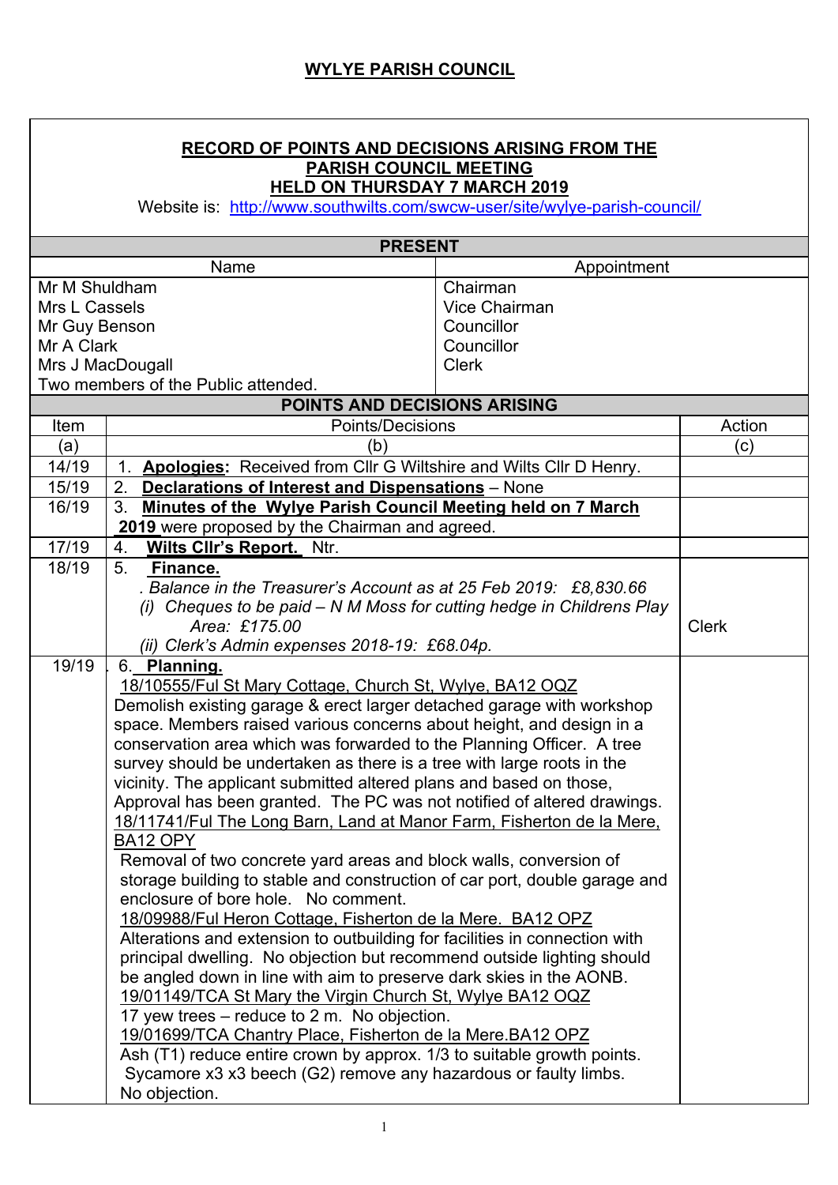# WYLYE PARISH COUNCIL

## RECORD OF POINTS AND DECISIONS ARISING FROM THE PARISH COUNCIL MEETING HELD ON THURSDAY 7 MARCH 2019

Website is: http://www.southwilts.com/swcw-user/site/wylye-parish-council/

**PRESENT**

| Name | Appointment |
|---|---|
| Mr M Shuldham | Chairman |
| Mrs L Cassels | Vice Chairman |
| Mr Guy Benson | Councillor |
| Mr A Clark | Councillor |
| Mrs J MacDougall | Clerk |
| Two members of the Public attended. | |

**POINTS AND DECISIONS ARISING**

| Item | Points/Decisions | Action |
|---|---|---|
| (a) | (b) | (c) |
| 14/19 | 1. **Apologies:** Received from Cllr G Wiltshire and Wilts Cllr D Henry. | |
| 15/19 | 2. **Declarations of Interest and Dispensations** – None | |
| 16/19 | 3. **Minutes of the Wylye Parish Council Meeting held on 7 March 2019** were proposed by the Chairman and agreed. | |
| 17/19 | 4. **Wilts Cllr's Report.** Ntr. | |
| 18/19 | 5. **Finance.**<br>*. Balance in the Treasurer's Account as at 25 Feb 2019: £8,830.66*<br>*(i) Cheques to be paid – N M Moss for cutting hedge in Childrens Play Area: £175.00*<br>*(ii) Clerk's Admin expenses 2018-19: £68.04p.* | Clerk |
| 19/19 | 6. **Planning.**<br>18/10555/Ful St Mary Cottage, Church St, Wylye, BA12 OQZ<br>Demolish existing garage & erect larger detached garage with workshop space. Members raised various concerns about height, and design in a conservation area which was forwarded to the Planning Officer. A tree survey should be undertaken as there is a tree with large roots in the vicinity. The applicant submitted altered plans and based on those, Approval has been granted. The PC was not notified of altered drawings.<br>18/11741/Ful The Long Barn, Land at Manor Farm, Fisherton de la Mere, BA12 OPY<br>Removal of two concrete yard areas and block walls, conversion of storage building to stable and construction of car port, double garage and enclosure of bore hole. No comment.<br>18/09988/Ful Heron Cottage, Fisherton de la Mere. BA12 OPZ<br>Alterations and extension to outbuilding for facilities in connection with principal dwelling. No objection but recommend outside lighting should be angled down in line with aim to preserve dark skies in the AONB.<br>19/01149/TCA St Mary the Virgin Church St, Wylye BA12 OQZ<br>17 yew trees – reduce to 2 m. No objection.<br>19/01699/TCA Chantry Place, Fisherton de la Mere.BA12 OPZ<br>Ash (T1) reduce entire crown by approx. 1/3 to suitable growth points. Sycamore x3 x3 beech (G2) remove any hazardous or faulty limbs. No objection. | |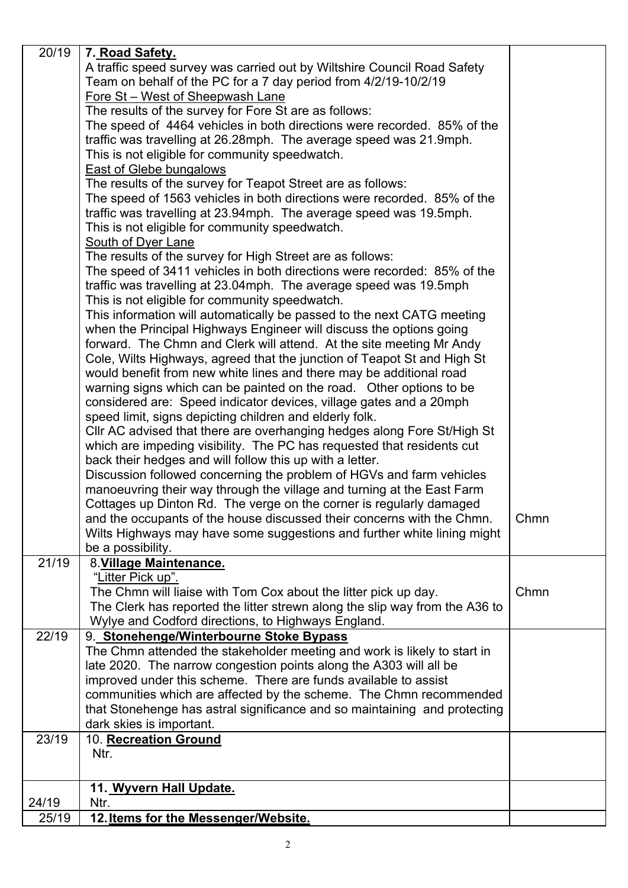| | | |
|---|---|---|
| 20/19 | **7. Road Safety.**<br>A traffic speed survey was carried out by Wiltshire Council Road Safety Team on behalf of the PC for a 7 day period from 4/2/19-10/2/19<br>Fore St – West of Sheepwash Lane<br>The results of the survey for Fore St are as follows:<br>The speed of 4464 vehicles in both directions were recorded. 85% of the traffic was travelling at 26.28mph. The average speed was 21.9mph. This is not eligible for community speedwatch.<br>East of Glebe bungalows<br>The results of the survey for Teapot Street are as follows:<br>The speed of 1563 vehicles in both directions were recorded. 85% of the traffic was travelling at 23.94mph. The average speed was 19.5mph. This is not eligible for community speedwatch.<br>South of Dyer Lane<br>The results of the survey for High Street are as follows:<br>The speed of 3411 vehicles in both directions were recorded: 85% of the traffic was travelling at 23.04mph. The average speed was 19.5mph This is not eligible for community speedwatch.<br>This information will automatically be passed to the next CATG meeting when the Principal Highways Engineer will discuss the options going forward. The Chmn and Clerk will attend. At the site meeting Mr Andy Cole, Wilts Highways, agreed that the junction of Teapot St and High St would benefit from new white lines and there may be additional road warning signs which can be painted on the road. Other options to be considered are: Speed indicator devices, village gates and a 20mph speed limit, signs depicting children and elderly folk.<br>Cllr AC advised that there are overhanging hedges along Fore St/High St which are impeding visibility. The PC has requested that residents cut back their hedges and will follow this up with a letter.<br>Discussion followed concerning the problem of HGVs and farm vehicles manoeuvring their way through the village and turning at the East Farm Cottages up Dinton Rd. The verge on the corner is regularly damaged and the occupants of the house discussed their concerns with the Chmn. Wilts Highways may have some suggestions and further white lining might be a possibility. | Chmn |
| 21/19 | 8. **Village Maintenance.**<br>"Litter Pick up".<br>The Chmn will liaise with Tom Cox about the litter pick up day.<br>The Clerk has reported the litter strewn along the slip way from the A36 to Wylye and Codford directions, to Highways England. | Chmn |
| 22/19 | 9. **Stonehenge/Winterbourne Stoke Bypass**<br>The Chmn attended the stakeholder meeting and work is likely to start in late 2020. The narrow congestion points along the A303 will all be improved under this scheme. There are funds available to assist communities which are affected by the scheme. The Chmn recommended that Stonehenge has astral significance and so maintaining and protecting dark skies is important. | |
| 23/19 | 10. **Recreation Ground**<br>Ntr. | |
| 24/19 | **11. Wyvern Hall Update.**<br>Ntr. | |
| 25/19 | **12. Items for the Messenger/Website.** | |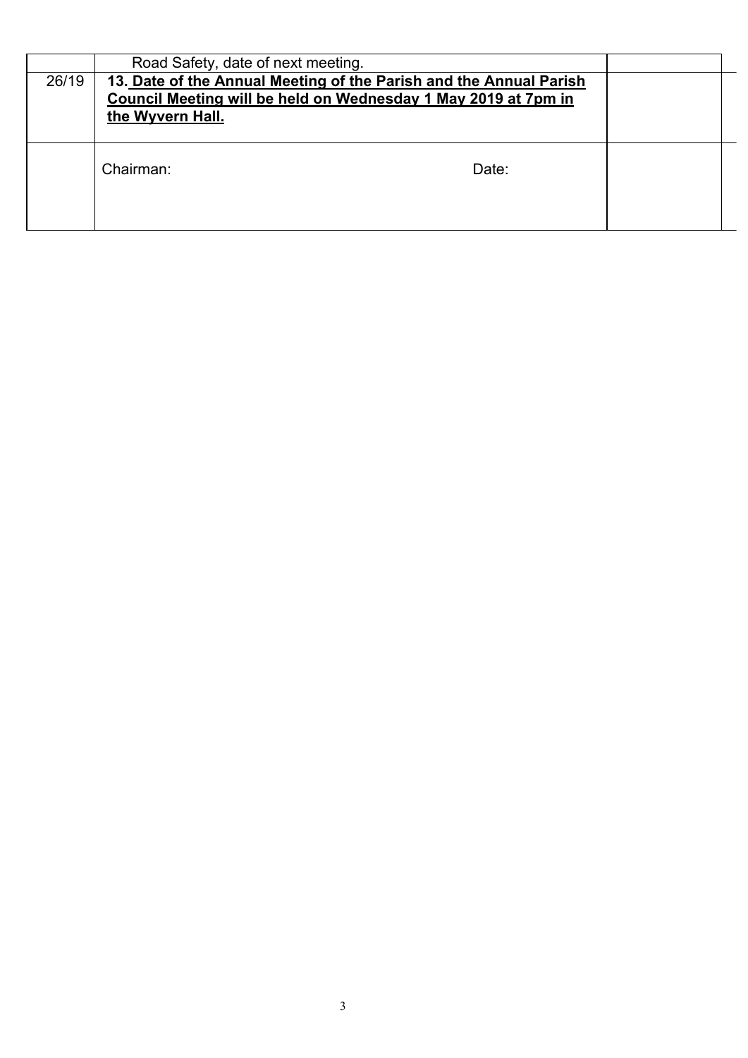| | | |
|---|---|---|
| | Road Safety, date of next meeting. | |
| 26/19 | **13. Date of the Annual Meeting of the Parish and the Annual Parish Council Meeting will be held on Wednesday 1 May 2019 at 7pm in the Wyvern Hall.** | |
| | Chairman: Date: | |